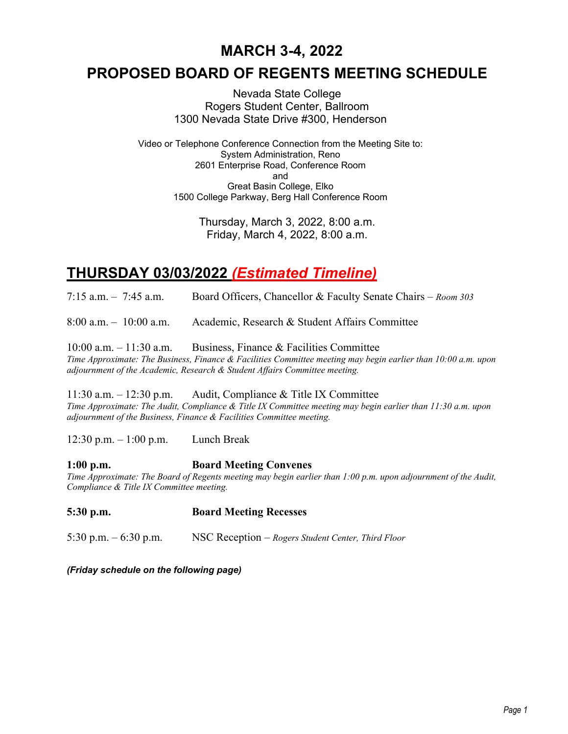# MARCH 3-4, 2022

# PROPOSED BOARD OF REGENTS MEETING SCHEDULE

Nevada State College
Rogers Student Center, Ballroom
1300 Nevada State Drive #300, Henderson

Video or Telephone Conference Connection from the Meeting Site to:
System Administration, Reno
2601 Enterprise Road, Conference Room
and
Great Basin College, Elko
1500 College Parkway, Berg Hall Conference Room

Thursday, March 3, 2022, 8:00 a.m.
Friday, March 4, 2022, 8:00 a.m.

## THURSDAY 03/03/2022 *(Estimated Timeline)*

7:15 a.m. – 7:45 a.m. Board Officers, Chancellor & Faculty Senate Chairs – *Room 303*

8:00 a.m. – 10:00 a.m. Academic, Research & Student Affairs Committee

10:00 a.m. – 11:30 a.m. Business, Finance & Facilities Committee
*Time Approximate: The Business, Finance & Facilities Committee meeting may begin earlier than 10:00 a.m. upon adjournment of the Academic, Research & Student Affairs Committee meeting.*

11:30 a.m. – 12:30 p.m. Audit, Compliance & Title IX Committee
*Time Approximate: The Audit, Compliance & Title IX Committee meeting may begin earlier than 11:30 a.m. upon adjournment of the Business, Finance & Facilities Committee meeting.*

12:30 p.m. – 1:00 p.m. Lunch Break

**1:00 p.m. Board Meeting Convenes**
*Time Approximate: The Board of Regents meeting may begin earlier than 1:00 p.m. upon adjournment of the Audit, Compliance & Title IX Committee meeting.*

**5:30 p.m. Board Meeting Recesses**

5:30 p.m. – 6:30 p.m. NSC Reception – *Rogers Student Center, Third Floor*

***(Friday schedule on the following page)***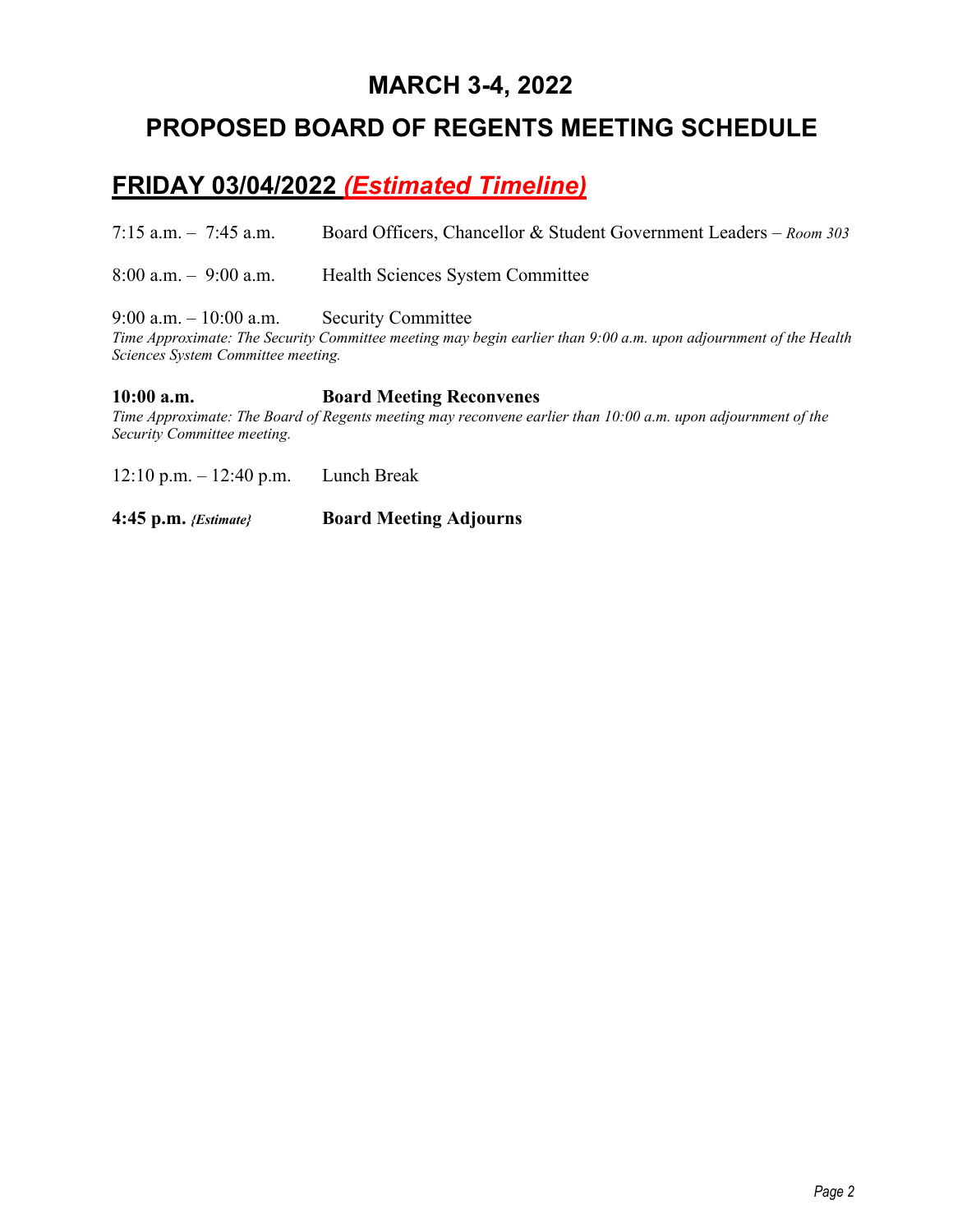# MARCH 3-4, 2022

# PROPOSED BOARD OF REGENTS MEETING SCHEDULE

## FRIDAY 03/04/2022 *(Estimated Timeline)*

7:15 a.m. – 7:45 a.m. Board Officers, Chancellor & Student Government Leaders – *Room 303*

8:00 a.m. – 9:00 a.m. Health Sciences System Committee

9:00 a.m. – 10:00 a.m. Security Committee
*Time Approximate: The Security Committee meeting may begin earlier than 9:00 a.m. upon adjournment of the Health Sciences System Committee meeting.*

**10:00 a.m. Board Meeting Reconvenes**
*Time Approximate: The Board of Regents meeting may reconvene earlier than 10:00 a.m. upon adjournment of the Security Committee meeting.*

12:10 p.m. – 12:40 p.m. Lunch Break

**4:45 p.m.** *{Estimate}* **Board Meeting Adjourns**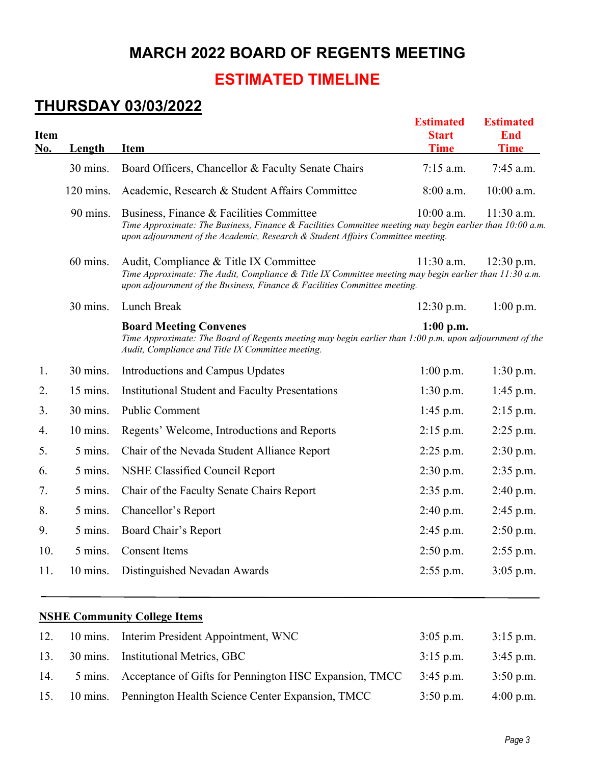# MARCH 2022 BOARD OF REGENTS MEETING

## ESTIMATED TIMELINE

## THURSDAY 03/03/2022

| Item No. | Length | Item | Estimated Start Time | Estimated End Time |
|---|---|---|---|---|
| | 30 mins. | Board Officers, Chancellor & Faculty Senate Chairs | 7:15 a.m. | 7:45 a.m. |
| | 120 mins. | Academic, Research & Student Affairs Committee | 8:00 a.m. | 10:00 a.m. |
| | 90 mins. | Business, Finance & Facilities Committee<br>*Time Approximate: The Business, Finance & Facilities Committee meeting may begin earlier than 10:00 a.m. upon adjournment of the Academic, Research & Student Affairs Committee meeting.* | 10:00 a.m. | 11:30 a.m. |
| | 60 mins. | Audit, Compliance & Title IX Committee<br>*Time Approximate: The Audit, Compliance & Title IX Committee meeting may begin earlier than 11:30 a.m. upon adjournment of the Business, Finance & Facilities Committee meeting.* | 11:30 a.m. | 12:30 p.m. |
| | 30 mins. | Lunch Break | 12:30 p.m. | 1:00 p.m. |
| | | **Board Meeting Convenes**<br>*Time Approximate: The Board of Regents meeting may begin earlier than 1:00 p.m. upon adjournment of the Audit, Compliance and Title IX Committee meeting.* | **1:00 p.m.** | |
| 1. | 30 mins. | Introductions and Campus Updates | 1:00 p.m. | 1:30 p.m. |
| 2. | 15 mins. | Institutional Student and Faculty Presentations | 1:30 p.m. | 1:45 p.m. |
| 3. | 30 mins. | Public Comment | 1:45 p.m. | 2:15 p.m. |
| 4. | 10 mins. | Regents' Welcome, Introductions and Reports | 2:15 p.m. | 2:25 p.m. |
| 5. | 5 mins. | Chair of the Nevada Student Alliance Report | 2:25 p.m. | 2:30 p.m. |
| 6. | 5 mins. | NSHE Classified Council Report | 2:30 p.m. | 2:35 p.m. |
| 7. | 5 mins. | Chair of the Faculty Senate Chairs Report | 2:35 p.m. | 2:40 p.m. |
| 8. | 5 mins. | Chancellor's Report | 2:40 p.m. | 2:45 p.m. |
| 9. | 5 mins. | Board Chair's Report | 2:45 p.m. | 2:50 p.m. |
| 10. | 5 mins. | Consent Items | 2:50 p.m. | 2:55 p.m. |
| 11. | 10 mins. | Distinguished Nevadan Awards | 2:55 p.m. | 3:05 p.m. |

**NSHE Community College Items**

| Item No. | Length | Item | Estimated Start Time | Estimated End Time |
|---|---|---|---|---|
| 12. | 10 mins. | Interim President Appointment, WNC | 3:05 p.m. | 3:15 p.m. |
| 13. | 30 mins. | Institutional Metrics, GBC | 3:15 p.m. | 3:45 p.m. |
| 14. | 5 mins. | Acceptance of Gifts for Pennington HSC Expansion, TMCC | 3:45 p.m. | 3:50 p.m. |
| 15. | 10 mins. | Pennington Health Science Center Expansion, TMCC | 3:50 p.m. | 4:00 p.m. |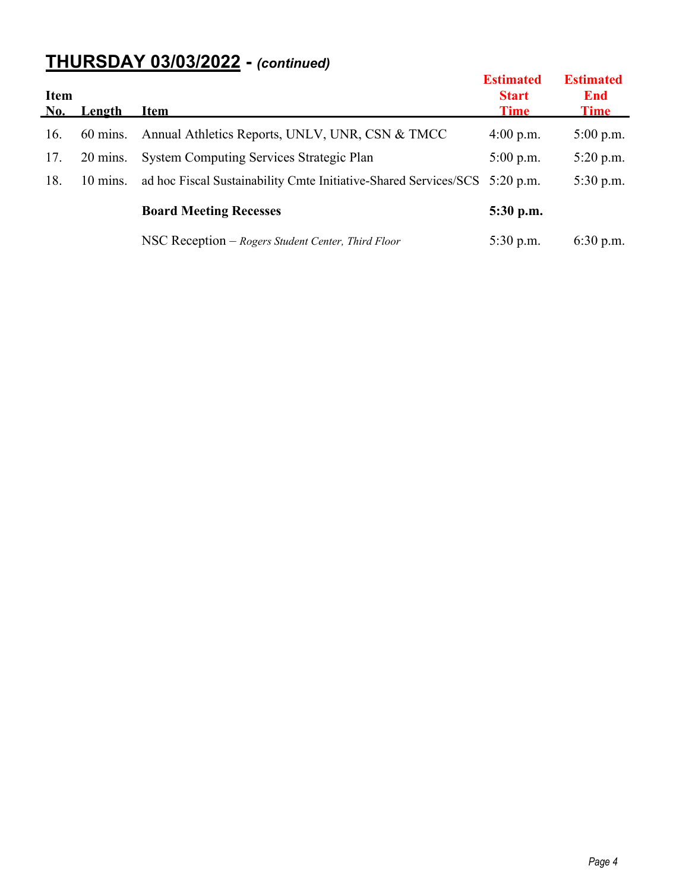## **THURSDAY 03/03/2022** - ***(continued)***

| Item No. | Length | Item | Estimated Start Time | Estimated End Time |
|---|---|---|---|---|
| 16. | 60 mins. | Annual Athletics Reports, UNLV, UNR, CSN & TMCC | 4:00 p.m. | 5:00 p.m. |
| 17. | 20 mins. | System Computing Services Strategic Plan | 5:00 p.m. | 5:20 p.m. |
| 18. | 10 mins. | ad hoc Fiscal Sustainability Cmte Initiative-Shared Services/SCS | 5:20 p.m. | 5:30 p.m. |
| | | **Board Meeting Recesses** | **5:30 p.m.** | |
| | | NSC Reception – *Rogers Student Center, Third Floor* | 5:30 p.m. | 6:30 p.m. |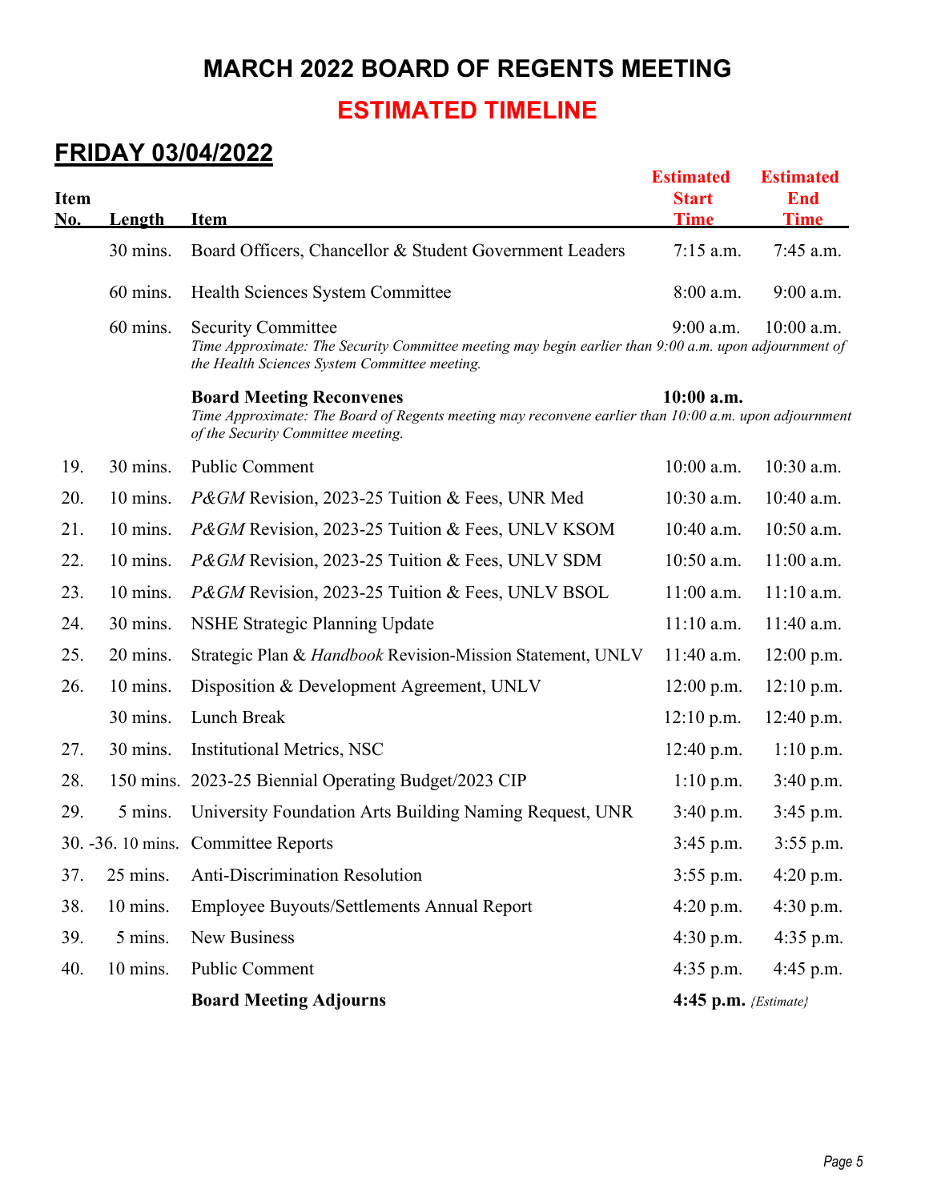# MARCH 2022 BOARD OF REGENTS MEETING

## ESTIMATED TIMELINE

## FRIDAY 03/04/2022

| Item No. | Length | Item | Estimated Start Time | Estimated End Time |
|---|---|---|---|---|
| | 30 mins. | Board Officers, Chancellor & Student Government Leaders | 7:15 a.m. | 7:45 a.m. |
| | 60 mins. | Health Sciences System Committee | 8:00 a.m. | 9:00 a.m. |
| | 60 mins. | Security Committee<br>*Time Approximate: The Security Committee meeting may begin earlier than 9:00 a.m. upon adjournment of the Health Sciences System Committee meeting.* | 9:00 a.m. | 10:00 a.m. |
| | | **Board Meeting Reconvenes**<br>*Time Approximate: The Board of Regents meeting may reconvene earlier than 10:00 a.m. upon adjournment of the Security Committee meeting.* | **10:00 a.m.** | |
| 19. | 30 mins. | Public Comment | 10:00 a.m. | 10:30 a.m. |
| 20. | 10 mins. | *P&GM* Revision, 2023-25 Tuition & Fees, UNR Med | 10:30 a.m. | 10:40 a.m. |
| 21. | 10 mins. | *P&GM* Revision, 2023-25 Tuition & Fees, UNLV KSOM | 10:40 a.m. | 10:50 a.m. |
| 22. | 10 mins. | *P&GM* Revision, 2023-25 Tuition & Fees, UNLV SDM | 10:50 a.m. | 11:00 a.m. |
| 23. | 10 mins. | *P&GM* Revision, 2023-25 Tuition & Fees, UNLV BSOL | 11:00 a.m. | 11:10 a.m. |
| 24. | 30 mins. | NSHE Strategic Planning Update | 11:10 a.m. | 11:40 a.m. |
| 25. | 20 mins. | Strategic Plan & *Handbook* Revision-Mission Statement, UNLV | 11:40 a.m. | 12:00 p.m. |
| 26. | 10 mins. | Disposition & Development Agreement, UNLV | 12:00 p.m. | 12:10 p.m. |
| | 30 mins. | Lunch Break | 12:10 p.m. | 12:40 p.m. |
| 27. | 30 mins. | Institutional Metrics, NSC | 12:40 p.m. | 1:10 p.m. |
| 28. | 150 mins. | 2023-25 Biennial Operating Budget/2023 CIP | 1:10 p.m. | 3:40 p.m. |
| 29. | 5 mins. | University Foundation Arts Building Naming Request, UNR | 3:40 p.m. | 3:45 p.m. |
| 30. -36. | 10 mins. | Committee Reports | 3:45 p.m. | 3:55 p.m. |
| 37. | 25 mins. | Anti-Discrimination Resolution | 3:55 p.m. | 4:20 p.m. |
| 38. | 10 mins. | Employee Buyouts/Settlements Annual Report | 4:20 p.m. | 4:30 p.m. |
| 39. | 5 mins. | New Business | 4:30 p.m. | 4:35 p.m. |
| 40. | 10 mins. | Public Comment | 4:35 p.m. | 4:45 p.m. |
| | | **Board Meeting Adjourns** | **4:45 p.m.** *{Estimate}* | |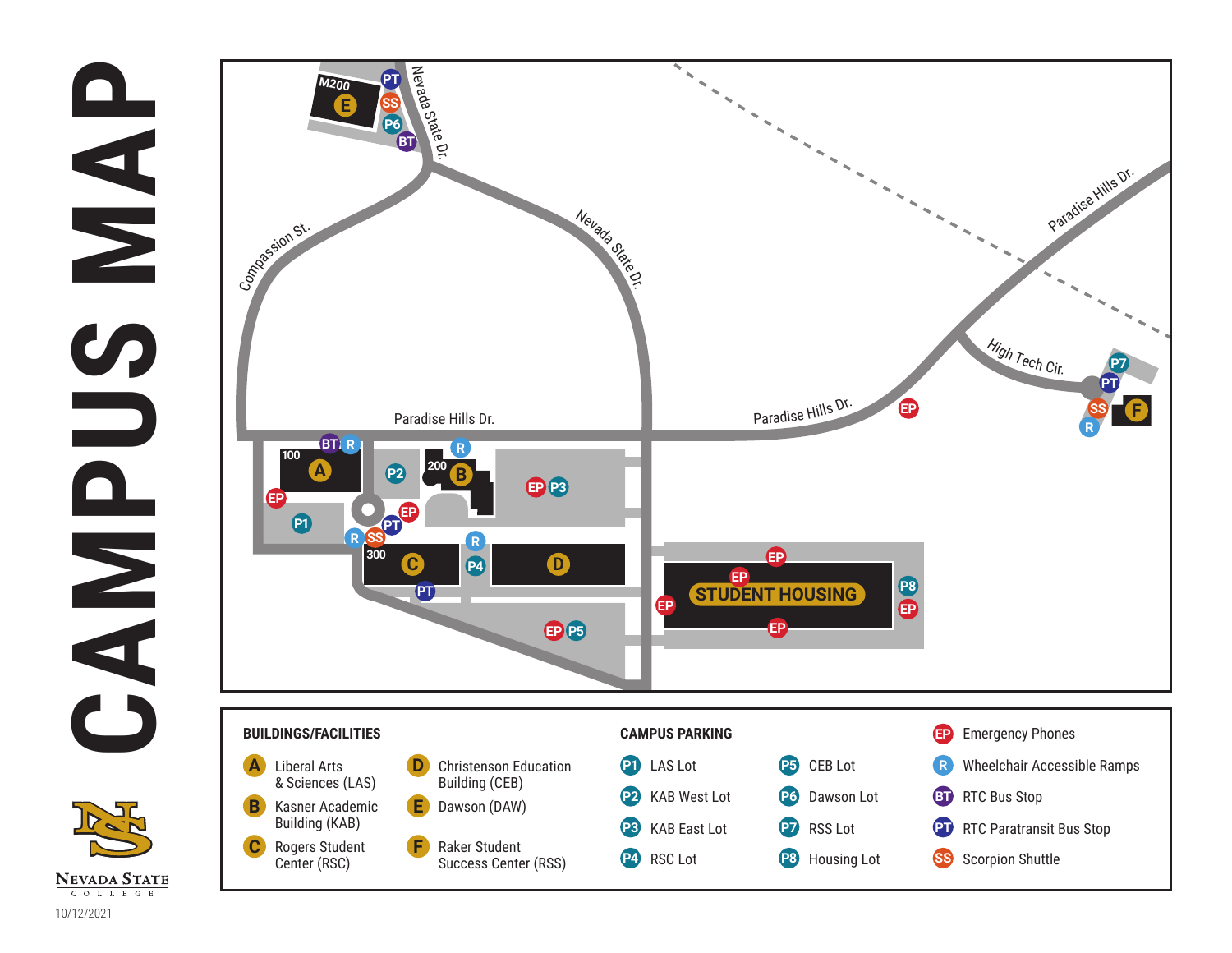# CAMPUS MAP

M200
E
PT
SS
P6
BT
Nevada State Dr.
Compassion St.
Nevada State Dr.
Paradise Hills Dr.
High Tech Cir.
P7
PT
SS
F
R
EP
Paradise Hills Dr.
Paradise Hills Dr.
BT
R
100
A
EP
P1
P2
200
B
R
EP
P3
EP
PT
R
SS
300
C
R
P4
D
PT
EP
P5
EP
EP
STUDENT HOUSING
EP
EP
P8
EP

## BUILDINGS/FACILITIES

- **A** Liberal Arts & Sciences (LAS)
- **B** Kasner Academic Building (KAB)
- **C** Rogers Student Center (RSC)
- **D** Christenson Education Building (CEB)
- **E** Dawson (DAW)
- **F** Raker Student Success Center (RSS)

## CAMPUS PARKING

- **P1** LAS Lot
- **P2** KAB West Lot
- **P3** KAB East Lot
- **P4** RSC Lot
- **P5** CEB Lot
- **P6** Dawson Lot
- **P7** RSS Lot
- **P8** Housing Lot

- **EP** Emergency Phones
- **R** Wheelchair Accessible Ramps
- **BT** RTC Bus Stop
- **PT** RTC Paratransit Bus Stop
- **SS** Scorpion Shuttle

NEVADA STATE COLLEGE

10/12/2021